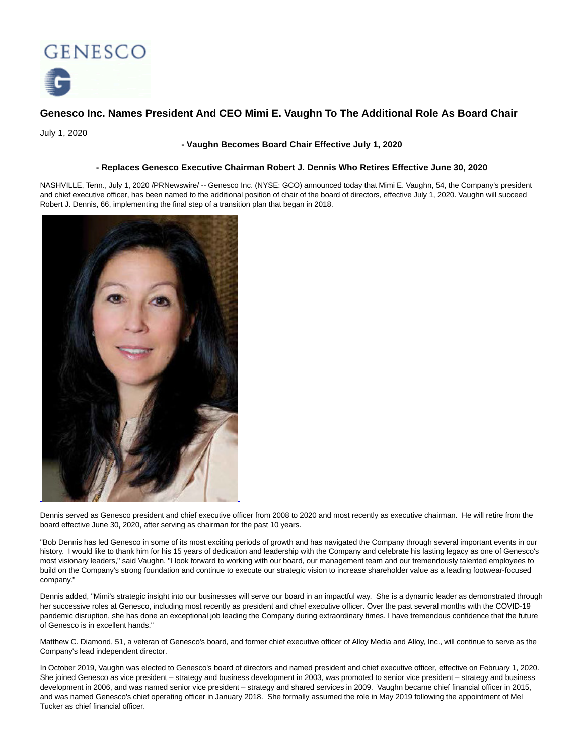GENESCO

# Genesco Inc. Names President And CEO Mimi E. Vaughn To The Additional Role As Board Chair

July 1, 2020

**- Vaughn Becomes Board Chair Effective July 1, 2020**

**- Replaces Genesco Executive Chairman Robert J. Dennis Who Retires Effective June 30, 2020**

NASHVILLE, Tenn., July 1, 2020 /PRNewswire/ -- Genesco Inc. (NYSE: GCO) announced today that Mimi E. Vaughn, 54, the Company's president and chief executive officer, has been named to the additional position of chair of the board of directors, effective July 1, 2020. Vaughn will succeed Robert J. Dennis, 66, implementing the final step of a transition plan that began in 2018.

Dennis served as Genesco president and chief executive officer from 2008 to 2020 and most recently as executive chairman. He will retire from the board effective June 30, 2020, after serving as chairman for the past 10 years.

"Bob Dennis has led Genesco in some of its most exciting periods of growth and has navigated the Company through several important events in our history. I would like to thank him for his 15 years of dedication and leadership with the Company and celebrate his lasting legacy as one of Genesco's most visionary leaders," said Vaughn. "I look forward to working with our board, our management team and our tremendously talented employees to build on the Company's strong foundation and continue to execute our strategic vision to increase shareholder value as a leading footwear-focused company."

Dennis added, "Mimi's strategic insight into our businesses will serve our board in an impactful way. She is a dynamic leader as demonstrated through her successive roles at Genesco, including most recently as president and chief executive officer. Over the past several months with the COVID-19 pandemic disruption, she has done an exceptional job leading the Company during extraordinary times. I have tremendous confidence that the future of Genesco is in excellent hands."

Matthew C. Diamond, 51, a veteran of Genesco's board, and former chief executive officer of Alloy Media and Alloy, Inc., will continue to serve as the Company's lead independent director.

In October 2019, Vaughn was elected to Genesco's board of directors and named president and chief executive officer, effective on February 1, 2020. She joined Genesco as vice president – strategy and business development in 2003, was promoted to senior vice president – strategy and business development in 2006, and was named senior vice president – strategy and shared services in 2009. Vaughn became chief financial officer in 2015, and was named Genesco's chief operating officer in January 2018. She formally assumed the role in May 2019 following the appointment of Mel Tucker as chief financial officer.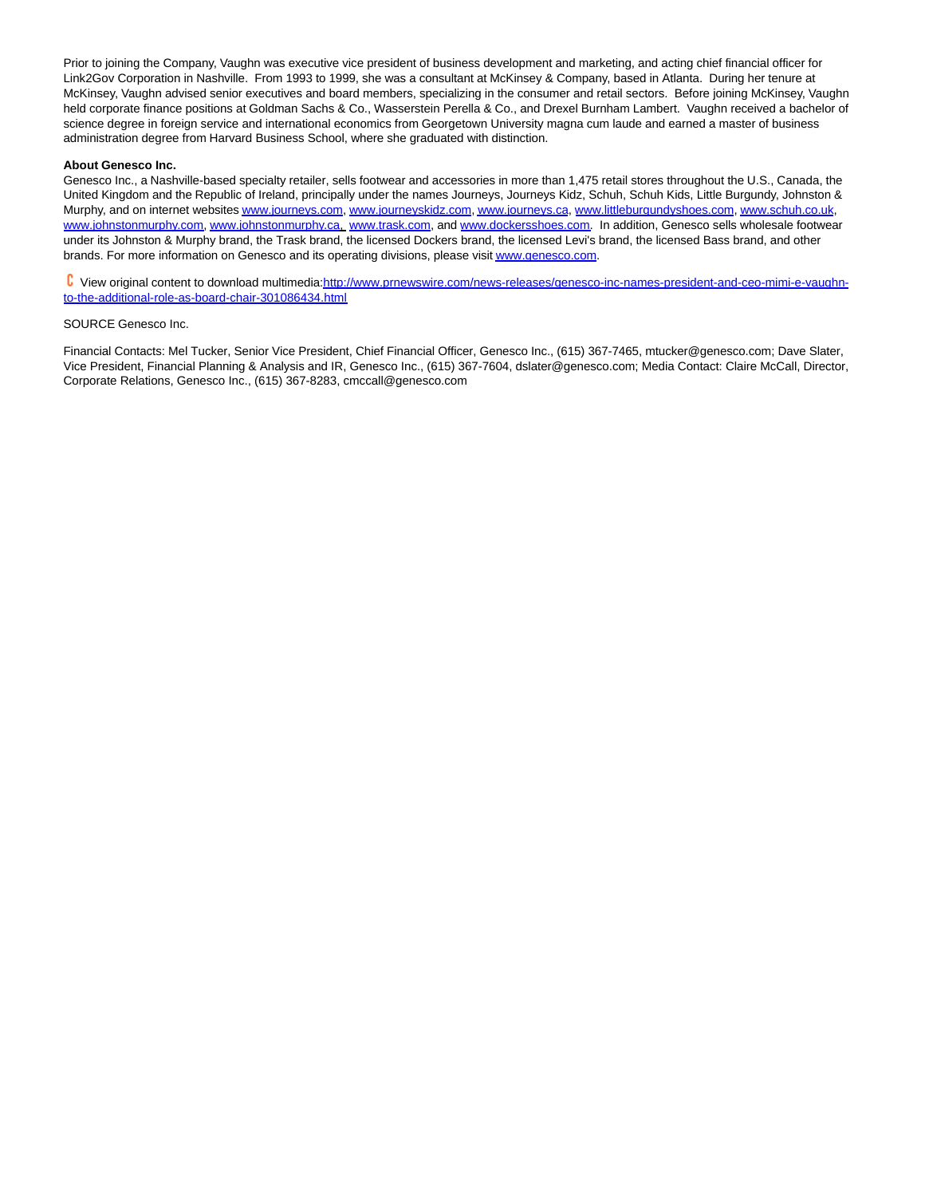Prior to joining the Company, Vaughn was executive vice president of business development and marketing, and acting chief financial officer for Link2Gov Corporation in Nashville. From 1993 to 1999, she was a consultant at McKinsey & Company, based in Atlanta. During her tenure at McKinsey, Vaughn advised senior executives and board members, specializing in the consumer and retail sectors. Before joining McKinsey, Vaughn held corporate finance positions at Goldman Sachs & Co., Wasserstein Perella & Co., and Drexel Burnham Lambert. Vaughn received a bachelor of science degree in foreign service and international economics from Georgetown University magna cum laude and earned a master of business administration degree from Harvard Business School, where she graduated with distinction.

**About Genesco Inc.**

Genesco Inc., a Nashville-based specialty retailer, sells footwear and accessories in more than 1,475 retail stores throughout the U.S., Canada, the United Kingdom and the Republic of Ireland, principally under the names Journeys, Journeys Kidz, Schuh, Schuh Kids, Little Burgundy, Johnston & Murphy, and on internet websites www.journeys.com, www.journeyskidz.com, www.journeys.ca, www.littleburgundyshoes.com, www.schuh.co.uk, www.johnstonmurphy.com, www.johnstonmurphy.ca, www.trask.com, and www.dockersshoes.com. In addition, Genesco sells wholesale footwear under its Johnston & Murphy brand, the Trask brand, the licensed Dockers brand, the licensed Levi's brand, the licensed Bass brand, and other brands. For more information on Genesco and its operating divisions, please visit www.genesco.com.

View original content to download multimedia:http://www.prnewswire.com/news-releases/genesco-inc-names-president-and-ceo-mimi-e-vaughn-to-the-additional-role-as-board-chair-301086434.html

SOURCE Genesco Inc.

Financial Contacts: Mel Tucker, Senior Vice President, Chief Financial Officer, Genesco Inc., (615) 367-7465, mtucker@genesco.com; Dave Slater, Vice President, Financial Planning & Analysis and IR, Genesco Inc., (615) 367-7604, dslater@genesco.com; Media Contact: Claire McCall, Director, Corporate Relations, Genesco Inc., (615) 367-8283, cmccall@genesco.com